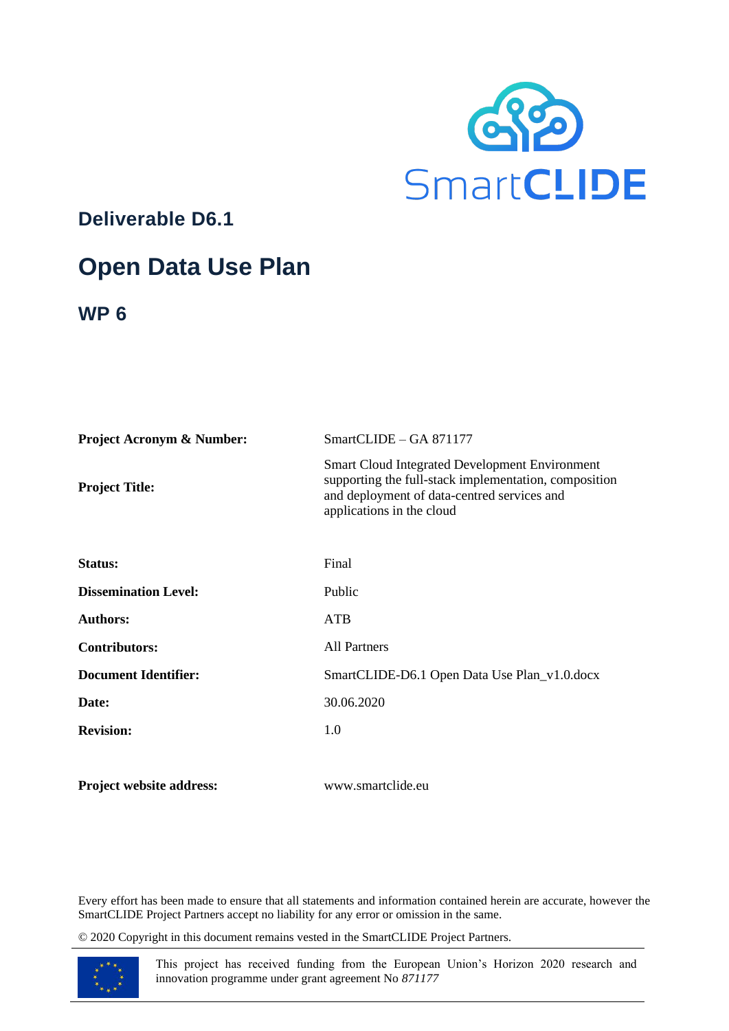SmartCLIDE

# Deliverable D6.1

# Open Data Use Plan

## WP 6

| | |
|---|---|
| **Project Acronym & Number:** | SmartCLIDE – GA 871177 |
| **Project Title:** | Smart Cloud Integrated Development Environment supporting the full-stack implementation, composition and deployment of data-centred services and applications in the cloud |
| **Status:** | Final |
| **Dissemination Level:** | Public |
| **Authors:** | ATB |
| **Contributors:** | All Partners |
| **Document Identifier:** | SmartCLIDE-D6.1 Open Data Use Plan_v1.0.docx |
| **Date:** | 30.06.2020 |
| **Revision:** | 1.0 |
| **Project website address:** | www.smartclide.eu |

Every effort has been made to ensure that all statements and information contained herein are accurate, however the SmartCLIDE Project Partners accept no liability for any error or omission in the same.

© 2020 Copyright in this document remains vested in the SmartCLIDE Project Partners.

This project has received funding from the European Union's Horizon 2020 research and innovation programme under grant agreement No *871177*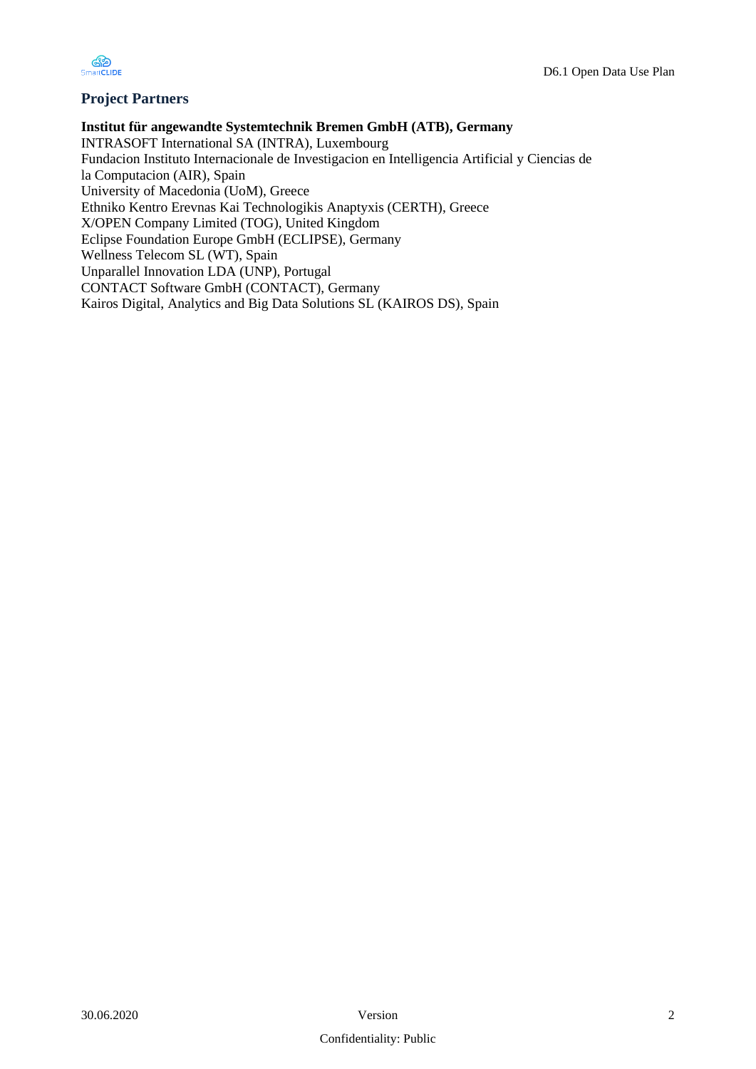## Project Partners

**Institut für angewandte Systemtechnik Bremen GmbH (ATB), Germany**
INTRASOFT International SA (INTRA), Luxembourg
Fundacion Instituto Internacionale de Investigacion en Intelligencia Artificial y Ciencias de la Computacion (AIR), Spain
University of Macedonia (UoM), Greece
Ethniko Kentro Erevnas Kai Technologikis Anaptyxis (CERTH), Greece
X/OPEN Company Limited (TOG), United Kingdom
Eclipse Foundation Europe GmbH (ECLIPSE), Germany
Wellness Telecom SL (WT), Spain
Unparallel Innovation LDA (UNP), Portugal
CONTACT Software GmbH (CONTACT), Germany
Kairos Digital, Analytics and Big Data Solutions SL (KAIROS DS), Spain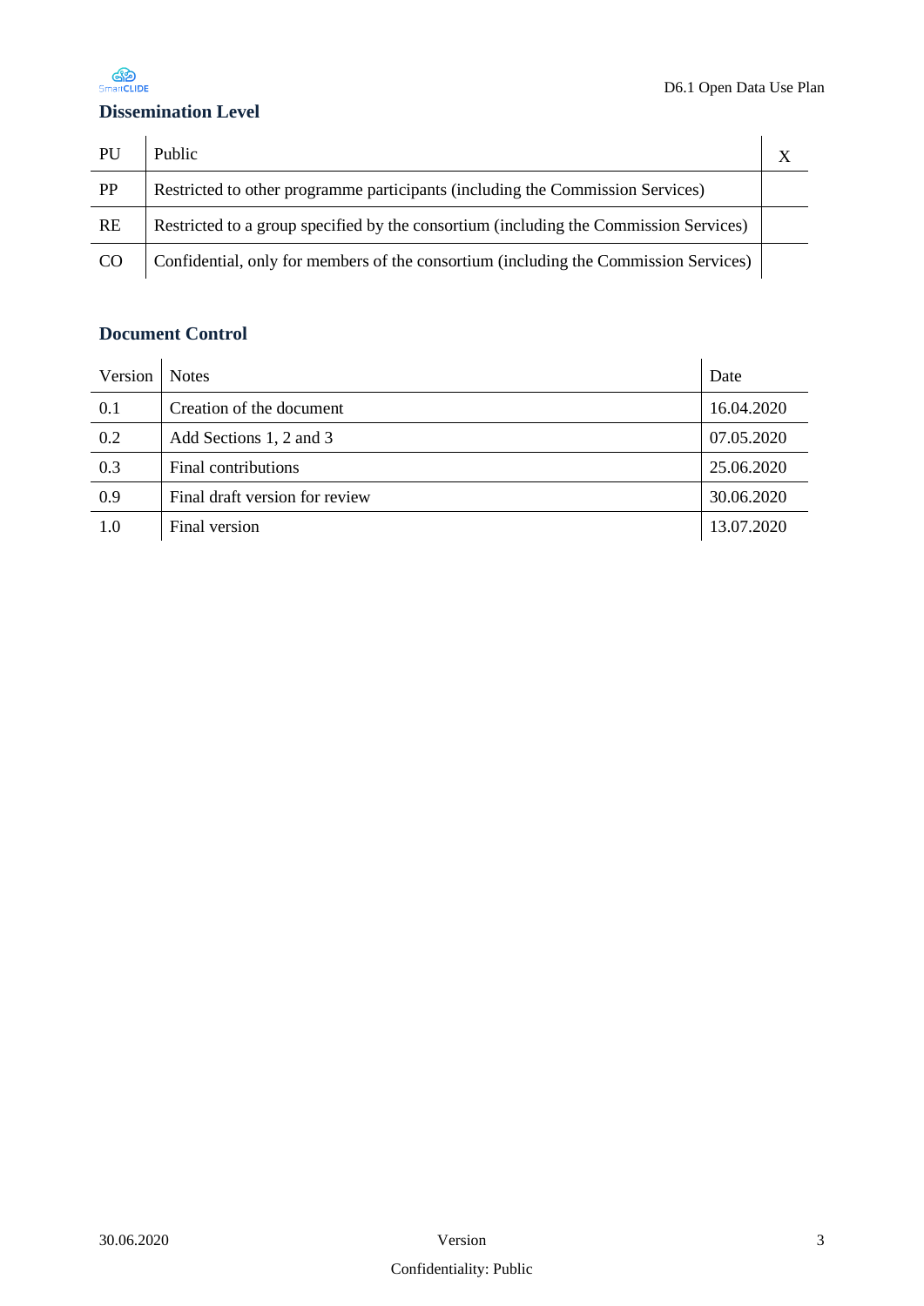## Dissemination Level

| PU | Public | X |
|---|---|---|
| PP | Restricted to other programme participants (including the Commission Services) | |
| RE | Restricted to a group specified by the consortium (including the Commission Services) | |
| CO | Confidential, only for members of the consortium (including the Commission Services) | |

## Document Control

| Version | Notes | Date |
|---|---|---|
| 0.1 | Creation of the document | 16.04.2020 |
| 0.2 | Add Sections 1, 2 and 3 | 07.05.2020 |
| 0.3 | Final contributions | 25.06.2020 |
| 0.9 | Final draft version for review | 30.06.2020 |
| 1.0 | Final version | 13.07.2020 |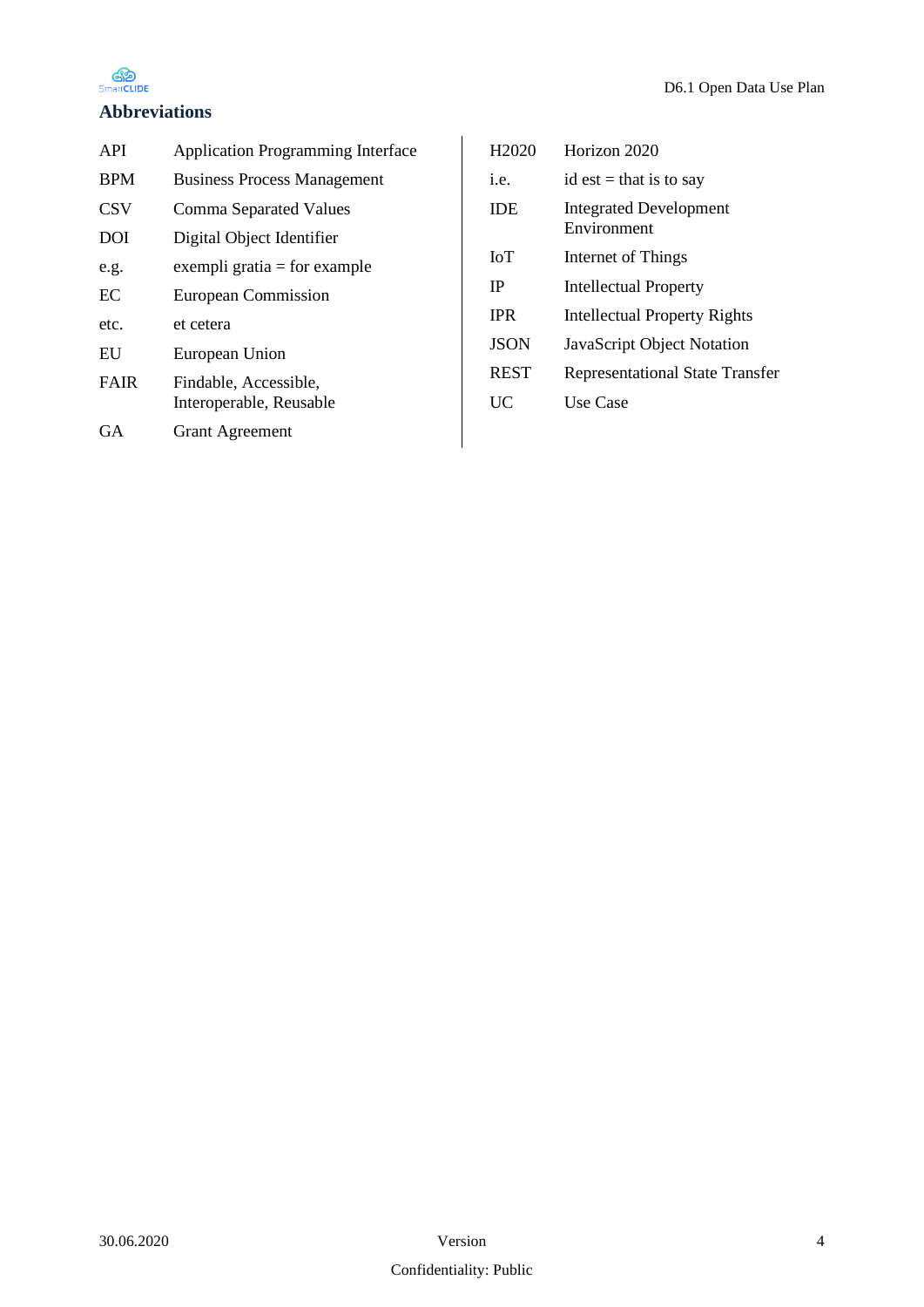## Abbreviations

| | |
|---|---|
| API | Application Programming Interface |
| BPM | Business Process Management |
| CSV | Comma Separated Values |
| DOI | Digital Object Identifier |
| e.g. | exempli gratia = for example |
| EC | European Commission |
| etc. | et cetera |
| EU | European Union |
| FAIR | Findable, Accessible, Interoperable, Reusable |
| GA | Grant Agreement |
| H2020 | Horizon 2020 |
| i.e. | id est = that is to say |
| IDE | Integrated Development Environment |
| IoT | Internet of Things |
| IP | Intellectual Property |
| IPR | Intellectual Property Rights |
| JSON | JavaScript Object Notation |
| REST | Representational State Transfer |
| UC | Use Case |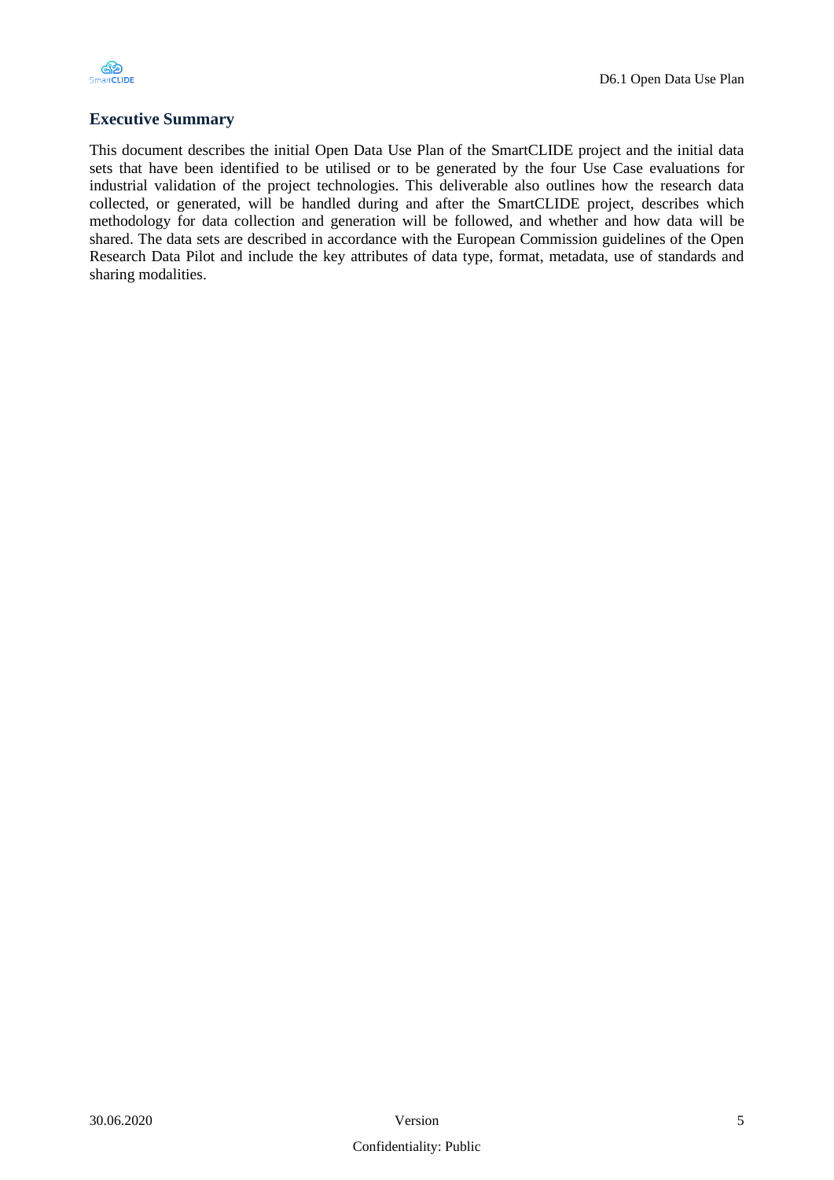## Executive Summary

This document describes the initial Open Data Use Plan of the SmartCLIDE project and the initial data sets that have been identified to be utilised or to be generated by the four Use Case evaluations for industrial validation of the project technologies. This deliverable also outlines how the research data collected, or generated, will be handled during and after the SmartCLIDE project, describes which methodology for data collection and generation will be followed, and whether and how data will be shared. The data sets are described in accordance with the European Commission guidelines of the Open Research Data Pilot and include the key attributes of data type, format, metadata, use of standards and sharing modalities.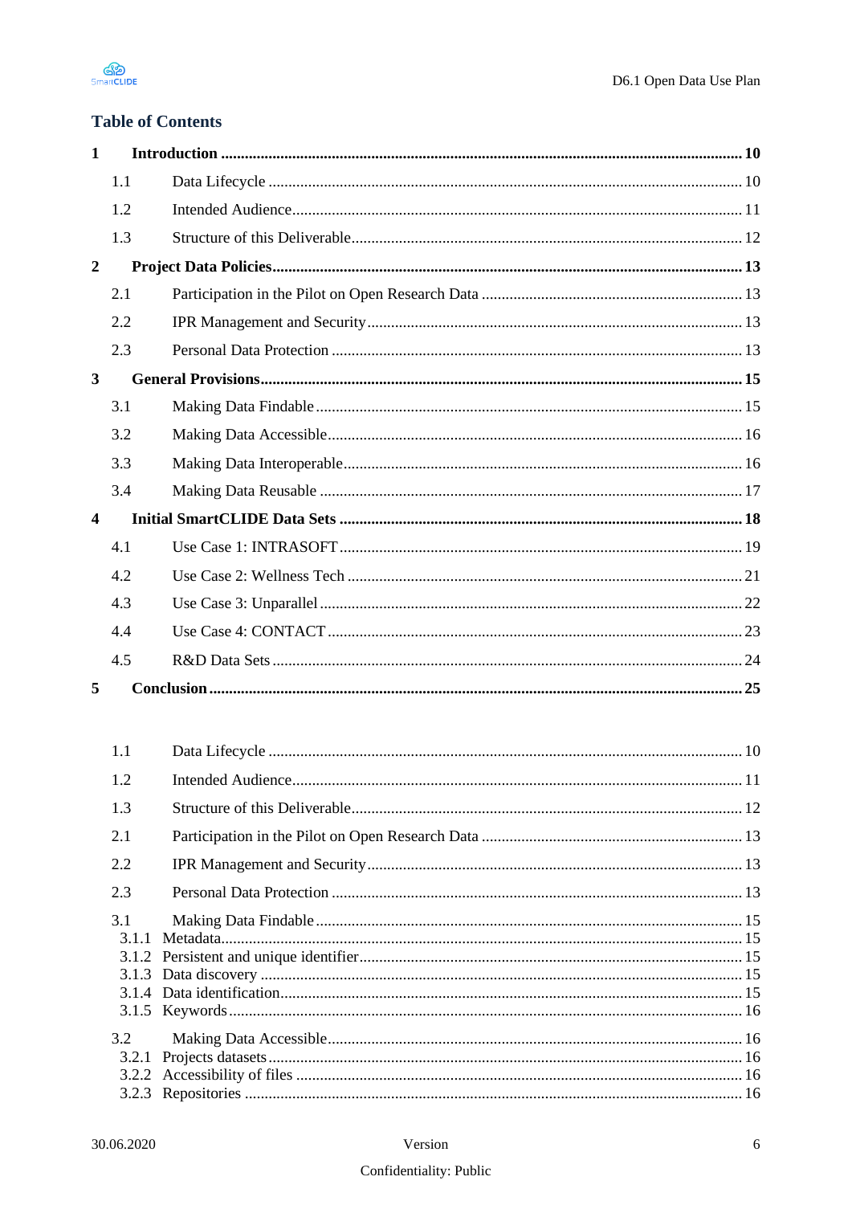## Table of Contents

**1 Introduction .......... 10**

- 1.1 Data Lifecycle .......... 10
- 1.2 Intended Audience .......... 11
- 1.3 Structure of this Deliverable .......... 12

**2 Project Data Policies .......... 13**

- 2.1 Participation in the Pilot on Open Research Data .......... 13
- 2.2 IPR Management and Security .......... 13
- 2.3 Personal Data Protection .......... 13

**3 General Provisions .......... 15**

- 3.1 Making Data Findable .......... 15
- 3.2 Making Data Accessible .......... 16
- 3.3 Making Data Interoperable .......... 16
- 3.4 Making Data Reusable .......... 17

**4 Initial SmartCLIDE Data Sets .......... 18**

- 4.1 Use Case 1: INTRASOFT .......... 19
- 4.2 Use Case 2: Wellness Tech .......... 21
- 4.3 Use Case 3: Unparallel .......... 22
- 4.4 Use Case 4: CONTACT .......... 23
- 4.5 R&D Data Sets .......... 24

**5 Conclusion .......... 25**

- 1.1 Data Lifecycle .......... 10
- 1.2 Intended Audience .......... 11
- 1.3 Structure of this Deliverable .......... 12
- 2.1 Participation in the Pilot on Open Research Data .......... 13
- 2.2 IPR Management and Security .......... 13
- 2.3 Personal Data Protection .......... 13
- 3.1 Making Data Findable .......... 15
  - 3.1.1 Metadata .......... 15
  - 3.1.2 Persistent and unique identifier .......... 15
  - 3.1.3 Data discovery .......... 15
  - 3.1.4 Data identification .......... 15
  - 3.1.5 Keywords .......... 16
- 3.2 Making Data Accessible .......... 16
  - 3.2.1 Projects datasets .......... 16
  - 3.2.2 Accessibility of files .......... 16
  - 3.2.3 Repositories .......... 16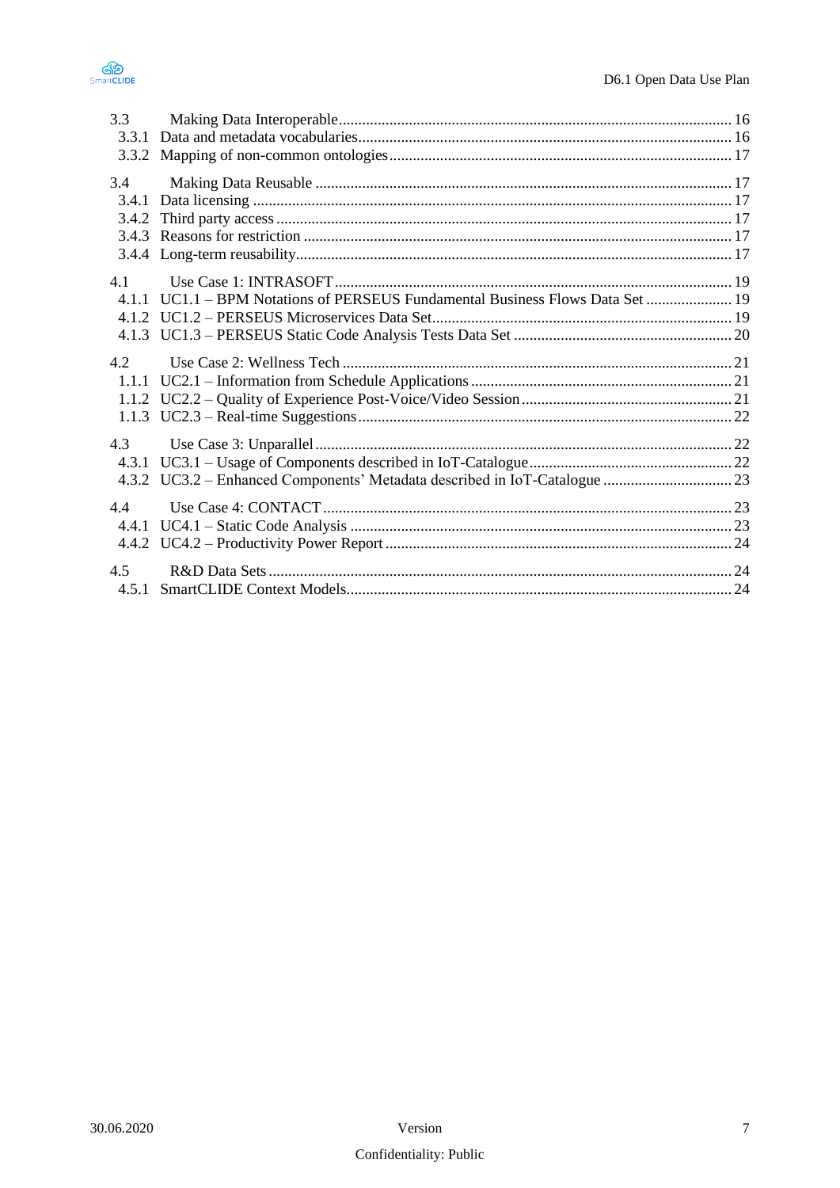3.3 Making Data Interoperable ........ 16
 3.3.1 Data and metadata vocabularies ........ 16
 3.3.2 Mapping of non-common ontologies ........ 17

3.4 Making Data Reusable ........ 17
 3.4.1 Data licensing ........ 17
 3.4.2 Third party access ........ 17
 3.4.3 Reasons for restriction ........ 17
 3.4.4 Long-term reusability ........ 17

4.1 Use Case 1: INTRASOFT ........ 19
 4.1.1 UC1.1 – BPM Notations of PERSEUS Fundamental Business Flows Data Set ........ 19
 4.1.2 UC1.2 – PERSEUS Microservices Data Set ........ 19
 4.1.3 UC1.3 – PERSEUS Static Code Analysis Tests Data Set ........ 20

4.2 Use Case 2: Wellness Tech ........ 21
 1.1.1 UC2.1 – Information from Schedule Applications ........ 21
 1.1.2 UC2.2 – Quality of Experience Post-Voice/Video Session ........ 21
 1.1.3 UC2.3 – Real-time Suggestions ........ 22

4.3 Use Case 3: Unparallel ........ 22
 4.3.1 UC3.1 – Usage of Components described in IoT-Catalogue ........ 22
 4.3.2 UC3.2 – Enhanced Components' Metadata described in IoT-Catalogue ........ 23

4.4 Use Case 4: CONTACT ........ 23
 4.4.1 UC4.1 – Static Code Analysis ........ 23
 4.4.2 UC4.2 – Productivity Power Report ........ 24

4.5 R&D Data Sets ........ 24
 4.5.1 SmartCLIDE Context Models ........ 24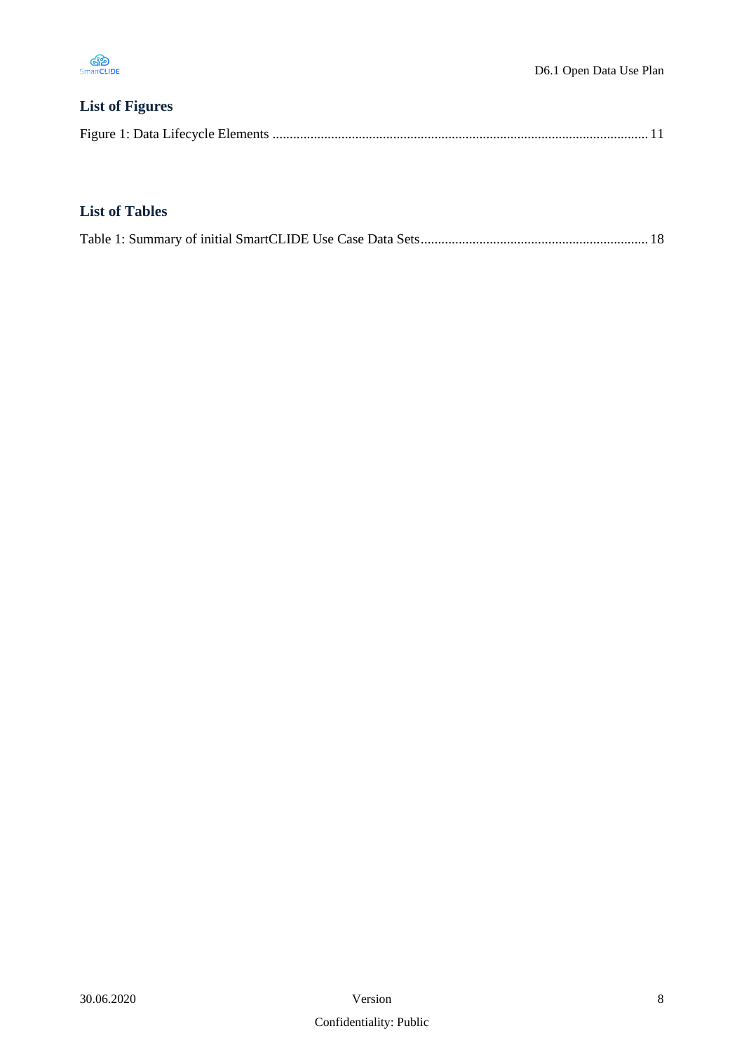## List of Figures

Figure 1: Data Lifecycle Elements ............................................................................................................ 11

## List of Tables

Table 1: Summary of initial SmartCLIDE Use Case Data Sets................................................................. 18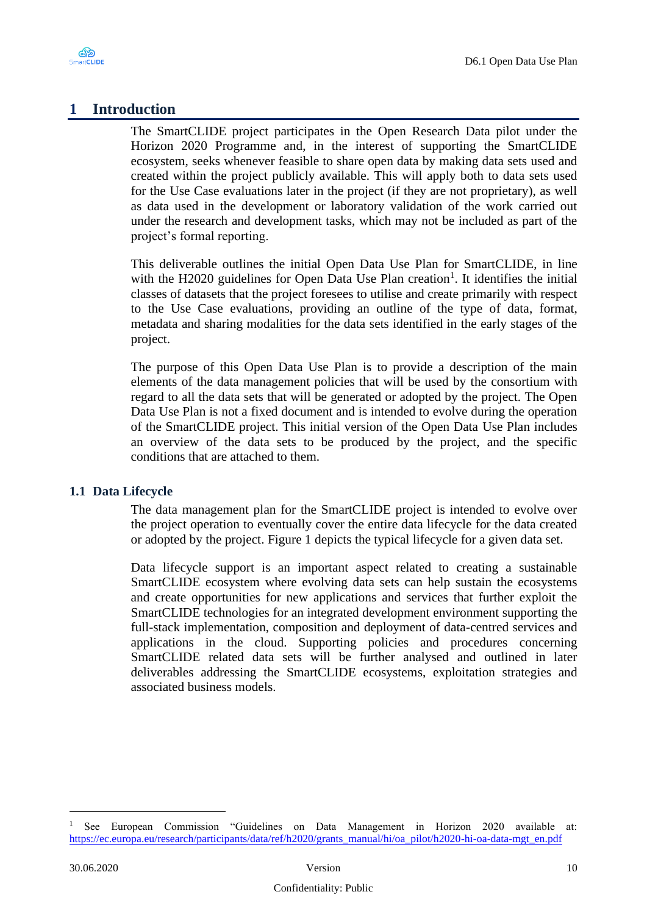# 1 Introduction

The SmartCLIDE project participates in the Open Research Data pilot under the Horizon 2020 Programme and, in the interest of supporting the SmartCLIDE ecosystem, seeks whenever feasible to share open data by making data sets used and created within the project publicly available. This will apply both to data sets used for the Use Case evaluations later in the project (if they are not proprietary), as well as data used in the development or laboratory validation of the work carried out under the research and development tasks, which may not be included as part of the project's formal reporting.

This deliverable outlines the initial Open Data Use Plan for SmartCLIDE, in line with the H2020 guidelines for Open Data Use Plan creation[1]. It identifies the initial classes of datasets that the project foresees to utilise and create primarily with respect to the Use Case evaluations, providing an outline of the type of data, format, metadata and sharing modalities for the data sets identified in the early stages of the project.

The purpose of this Open Data Use Plan is to provide a description of the main elements of the data management policies that will be used by the consortium with regard to all the data sets that will be generated or adopted by the project. The Open Data Use Plan is not a fixed document and is intended to evolve during the operation of the SmartCLIDE project. This initial version of the Open Data Use Plan includes an overview of the data sets to be produced by the project, and the specific conditions that are attached to them.

## 1.1 Data Lifecycle

The data management plan for the SmartCLIDE project is intended to evolve over the project operation to eventually cover the entire data lifecycle for the data created or adopted by the project. Figure 1 depicts the typical lifecycle for a given data set.

Data lifecycle support is an important aspect related to creating a sustainable SmartCLIDE ecosystem where evolving data sets can help sustain the ecosystems and create opportunities for new applications and services that further exploit the SmartCLIDE technologies for an integrated development environment supporting the full-stack implementation, composition and deployment of data-centred services and applications in the cloud. Supporting policies and procedures concerning SmartCLIDE related data sets will be further analysed and outlined in later deliverables addressing the SmartCLIDE ecosystems, exploitation strategies and associated business models.

---

[1] See European Commission "Guidelines on Data Management in Horizon 2020 available at: https://ec.europa.eu/research/participants/data/ref/h2020/grants_manual/hi/oa_pilot/h2020-hi-oa-data-mgt_en.pdf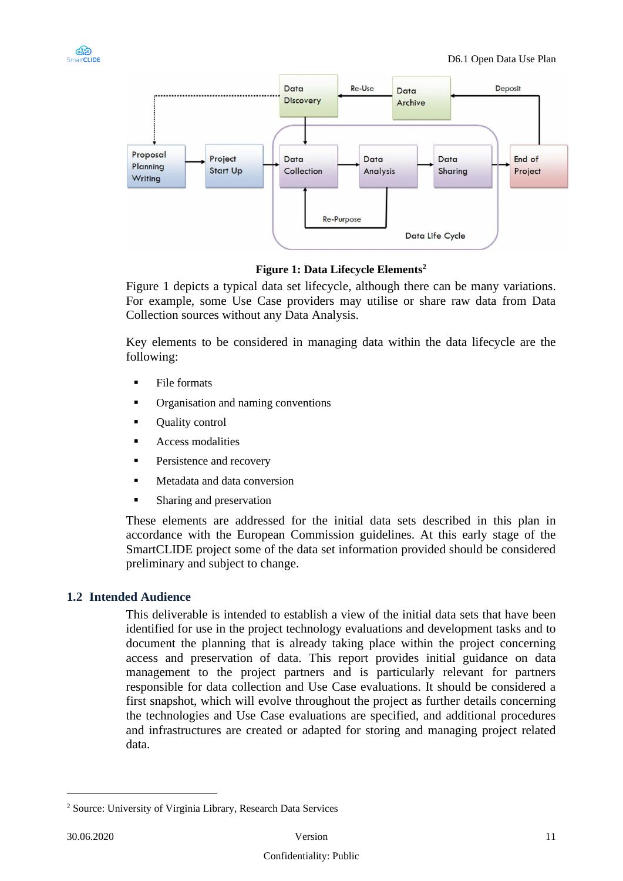Figure 1: Data Lifecycle Elements[2]

Figure 1 depicts a typical data set lifecycle, although there can be many variations. For example, some Use Case providers may utilise or share raw data from Data Collection sources without any Data Analysis.

Key elements to be considered in managing data within the data lifecycle are the following:

- File formats
- Organisation and naming conventions
- Quality control
- Access modalities
- Persistence and recovery
- Metadata and data conversion
- Sharing and preservation

These elements are addressed for the initial data sets described in this plan in accordance with the European Commission guidelines. At this early stage of the SmartCLIDE project some of the data set information provided should be considered preliminary and subject to change.

## 1.2 Intended Audience

This deliverable is intended to establish a view of the initial data sets that have been identified for use in the project technology evaluations and development tasks and to document the planning that is already taking place within the project concerning access and preservation of data. This report provides initial guidance on data management to the project partners and is particularly relevant for partners responsible for data collection and Use Case evaluations. It should be considered a first snapshot, which will evolve throughout the project as further details concerning the technologies and Use Case evaluations are specified, and additional procedures and infrastructures are created or adapted for storing and managing project related data.

[2] Source: University of Virginia Library, Research Data Services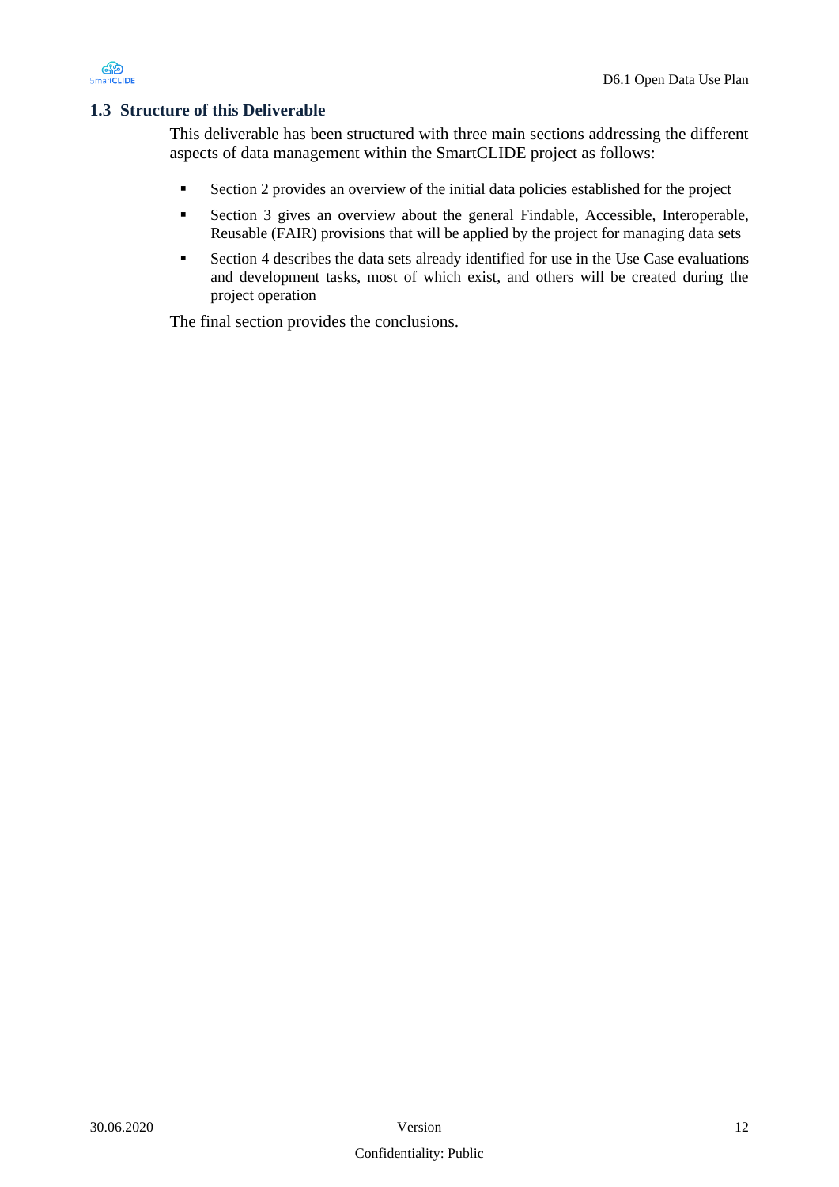## 1.3 Structure of this Deliverable

This deliverable has been structured with three main sections addressing the different aspects of data management within the SmartCLIDE project as follows:

- Section 2 provides an overview of the initial data policies established for the project
- Section 3 gives an overview about the general Findable, Accessible, Interoperable, Reusable (FAIR) provisions that will be applied by the project for managing data sets
- Section 4 describes the data sets already identified for use in the Use Case evaluations and development tasks, most of which exist, and others will be created during the project operation

The final section provides the conclusions.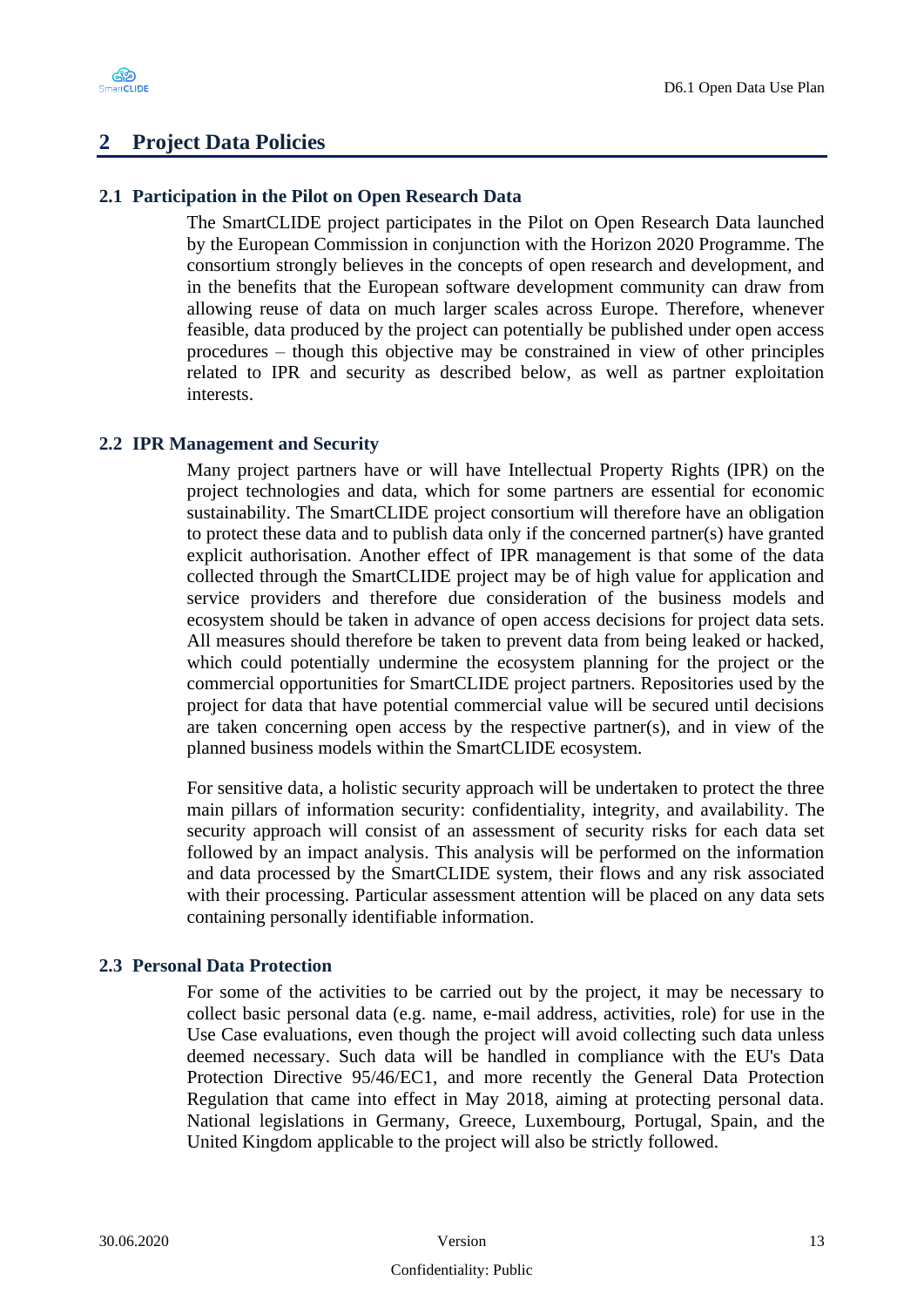# 2 Project Data Policies

## 2.1 Participation in the Pilot on Open Research Data

The SmartCLIDE project participates in the Pilot on Open Research Data launched by the European Commission in conjunction with the Horizon 2020 Programme. The consortium strongly believes in the concepts of open research and development, and in the benefits that the European software development community can draw from allowing reuse of data on much larger scales across Europe. Therefore, whenever feasible, data produced by the project can potentially be published under open access procedures – though this objective may be constrained in view of other principles related to IPR and security as described below, as well as partner exploitation interests.

## 2.2 IPR Management and Security

Many project partners have or will have Intellectual Property Rights (IPR) on the project technologies and data, which for some partners are essential for economic sustainability. The SmartCLIDE project consortium will therefore have an obligation to protect these data and to publish data only if the concerned partner(s) have granted explicit authorisation. Another effect of IPR management is that some of the data collected through the SmartCLIDE project may be of high value for application and service providers and therefore due consideration of the business models and ecosystem should be taken in advance of open access decisions for project data sets. All measures should therefore be taken to prevent data from being leaked or hacked, which could potentially undermine the ecosystem planning for the project or the commercial opportunities for SmartCLIDE project partners. Repositories used by the project for data that have potential commercial value will be secured until decisions are taken concerning open access by the respective partner(s), and in view of the planned business models within the SmartCLIDE ecosystem.

For sensitive data, a holistic security approach will be undertaken to protect the three main pillars of information security: confidentiality, integrity, and availability. The security approach will consist of an assessment of security risks for each data set followed by an impact analysis. This analysis will be performed on the information and data processed by the SmartCLIDE system, their flows and any risk associated with their processing. Particular assessment attention will be placed on any data sets containing personally identifiable information.

## 2.3 Personal Data Protection

For some of the activities to be carried out by the project, it may be necessary to collect basic personal data (e.g. name, e-mail address, activities, role) for use in the Use Case evaluations, even though the project will avoid collecting such data unless deemed necessary. Such data will be handled in compliance with the EU's Data Protection Directive 95/46/EC1, and more recently the General Data Protection Regulation that came into effect in May 2018, aiming at protecting personal data. National legislations in Germany, Greece, Luxembourg, Portugal, Spain, and the United Kingdom applicable to the project will also be strictly followed.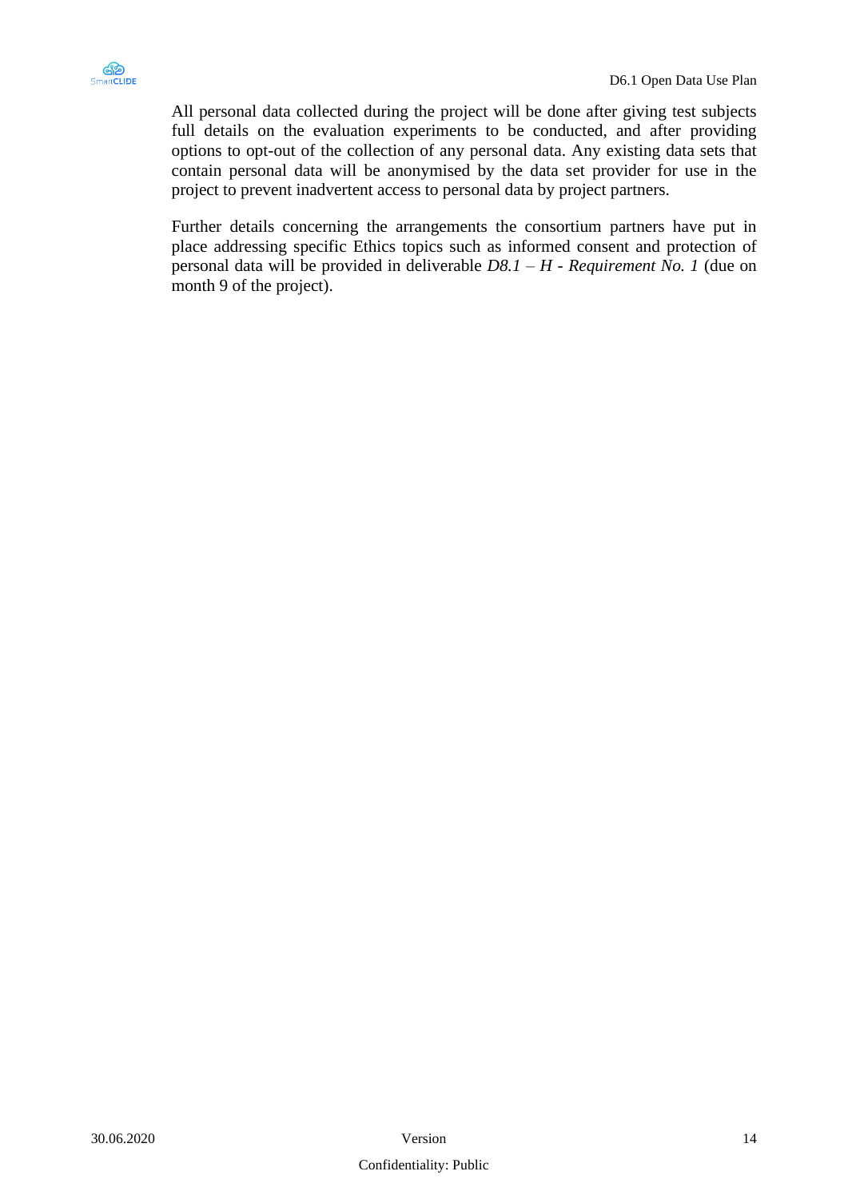All personal data collected during the project will be done after giving test subjects full details on the evaluation experiments to be conducted, and after providing options to opt-out of the collection of any personal data. Any existing data sets that contain personal data will be anonymised by the data set provider for use in the project to prevent inadvertent access to personal data by project partners.

Further details concerning the arrangements the consortium partners have put in place addressing specific Ethics topics such as informed consent and protection of personal data will be provided in deliverable *D8.1 – H - Requirement No. 1* (due on month 9 of the project).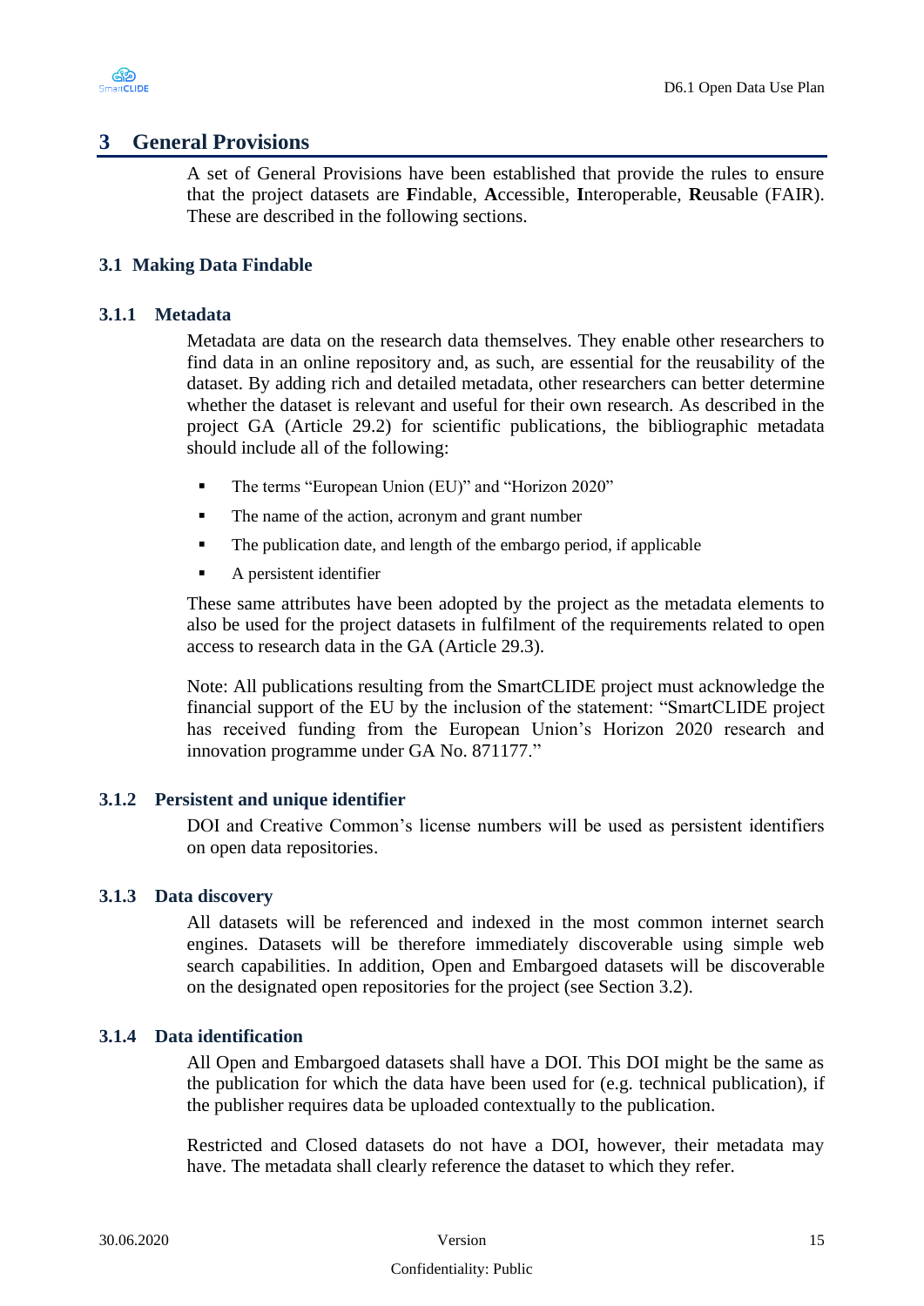# 3 General Provisions

A set of General Provisions have been established that provide the rules to ensure that the project datasets are **F**indable, **A**ccessible, **I**nteroperable, **R**eusable (FAIR). These are described in the following sections.

## 3.1 Making Data Findable

### 3.1.1 Metadata

Metadata are data on the research data themselves. They enable other researchers to find data in an online repository and, as such, are essential for the reusability of the dataset. By adding rich and detailed metadata, other researchers can better determine whether the dataset is relevant and useful for their own research. As described in the project GA (Article 29.2) for scientific publications, the bibliographic metadata should include all of the following:

- The terms “European Union (EU)” and “Horizon 2020”
- The name of the action, acronym and grant number
- The publication date, and length of the embargo period, if applicable
- A persistent identifier

These same attributes have been adopted by the project as the metadata elements to also be used for the project datasets in fulfilment of the requirements related to open access to research data in the GA (Article 29.3).

Note: All publications resulting from the SmartCLIDE project must acknowledge the financial support of the EU by the inclusion of the statement: “SmartCLIDE project has received funding from the European Union’s Horizon 2020 research and innovation programme under GA No. 871177.”

### 3.1.2 Persistent and unique identifier

DOI and Creative Common’s license numbers will be used as persistent identifiers on open data repositories.

### 3.1.3 Data discovery

All datasets will be referenced and indexed in the most common internet search engines. Datasets will be therefore immediately discoverable using simple web search capabilities. In addition, Open and Embargoed datasets will be discoverable on the designated open repositories for the project (see Section 3.2).

### 3.1.4 Data identification

All Open and Embargoed datasets shall have a DOI. This DOI might be the same as the publication for which the data have been used for (e.g. technical publication), if the publisher requires data be uploaded contextually to the publication.

Restricted and Closed datasets do not have a DOI, however, their metadata may have. The metadata shall clearly reference the dataset to which they refer.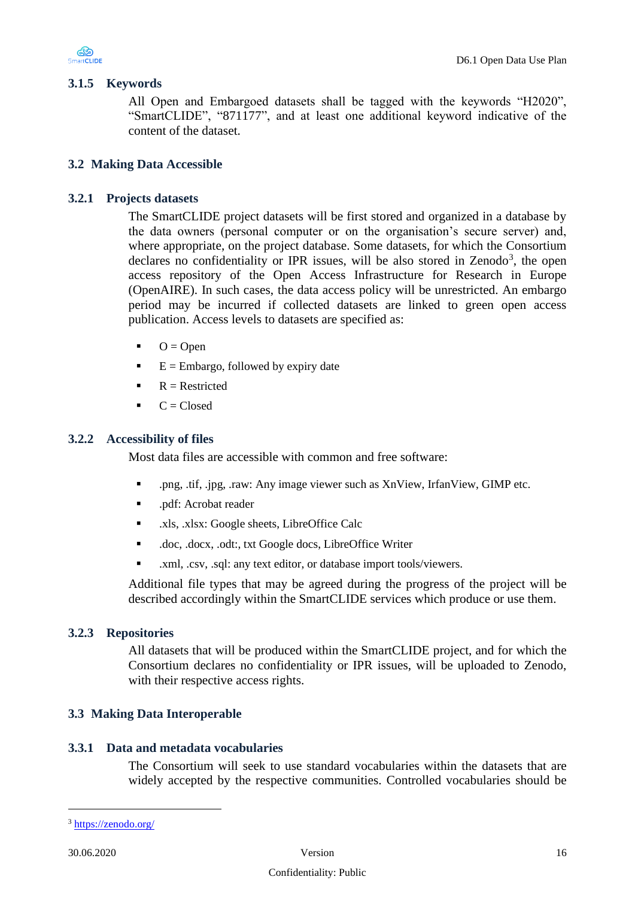### 3.1.5 Keywords

All Open and Embargoed datasets shall be tagged with the keywords "H2020", "SmartCLIDE", "871177", and at least one additional keyword indicative of the content of the dataset.

## 3.2 Making Data Accessible

### 3.2.1 Projects datasets

The SmartCLIDE project datasets will be first stored and organized in a database by the data owners (personal computer or on the organisation's secure server) and, where appropriate, on the project database. Some datasets, for which the Consortium declares no confidentiality or IPR issues, will be also stored in Zenodo[3], the open access repository of the Open Access Infrastructure for Research in Europe (OpenAIRE). In such cases, the data access policy will be unrestricted. An embargo period may be incurred if collected datasets are linked to green open access publication. Access levels to datasets are specified as:

- O = Open
- E = Embargo, followed by expiry date
- R = Restricted
- C = Closed

### 3.2.2 Accessibility of files

Most data files are accessible with common and free software:

- .png, .tif, .jpg, .raw: Any image viewer such as XnView, IrfanView, GIMP etc.
- .pdf: Acrobat reader
- .xls, .xlsx: Google sheets, LibreOffice Calc
- .doc, .docx, .odt:, txt Google docs, LibreOffice Writer
- .xml, .csv, .sql: any text editor, or database import tools/viewers.

Additional file types that may be agreed during the progress of the project will be described accordingly within the SmartCLIDE services which produce or use them.

### 3.2.3 Repositories

All datasets that will be produced within the SmartCLIDE project, and for which the Consortium declares no confidentiality or IPR issues, will be uploaded to Zenodo, with their respective access rights.

## 3.3 Making Data Interoperable

### 3.3.1 Data and metadata vocabularies

The Consortium will seek to use standard vocabularies within the datasets that are widely accepted by the respective communities. Controlled vocabularies should be

[3] https://zenodo.org/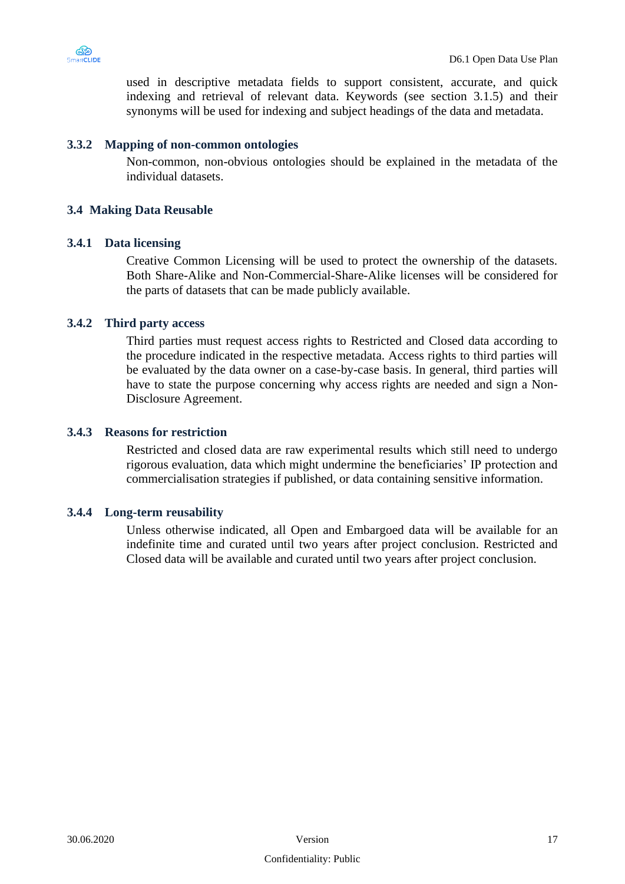used in descriptive metadata fields to support consistent, accurate, and quick indexing and retrieval of relevant data. Keywords (see section 3.1.5) and their synonyms will be used for indexing and subject headings of the data and metadata.

### 3.3.2 Mapping of non-common ontologies

Non-common, non-obvious ontologies should be explained in the metadata of the individual datasets.

## 3.4 Making Data Reusable

### 3.4.1 Data licensing

Creative Common Licensing will be used to protect the ownership of the datasets. Both Share-Alike and Non-Commercial-Share-Alike licenses will be considered for the parts of datasets that can be made publicly available.

### 3.4.2 Third party access

Third parties must request access rights to Restricted and Closed data according to the procedure indicated in the respective metadata. Access rights to third parties will be evaluated by the data owner on a case-by-case basis. In general, third parties will have to state the purpose concerning why access rights are needed and sign a Non-Disclosure Agreement.

### 3.4.3 Reasons for restriction

Restricted and closed data are raw experimental results which still need to undergo rigorous evaluation, data which might undermine the beneficiaries' IP protection and commercialisation strategies if published, or data containing sensitive information.

### 3.4.4 Long-term reusability

Unless otherwise indicated, all Open and Embargoed data will be available for an indefinite time and curated until two years after project conclusion. Restricted and Closed data will be available and curated until two years after project conclusion.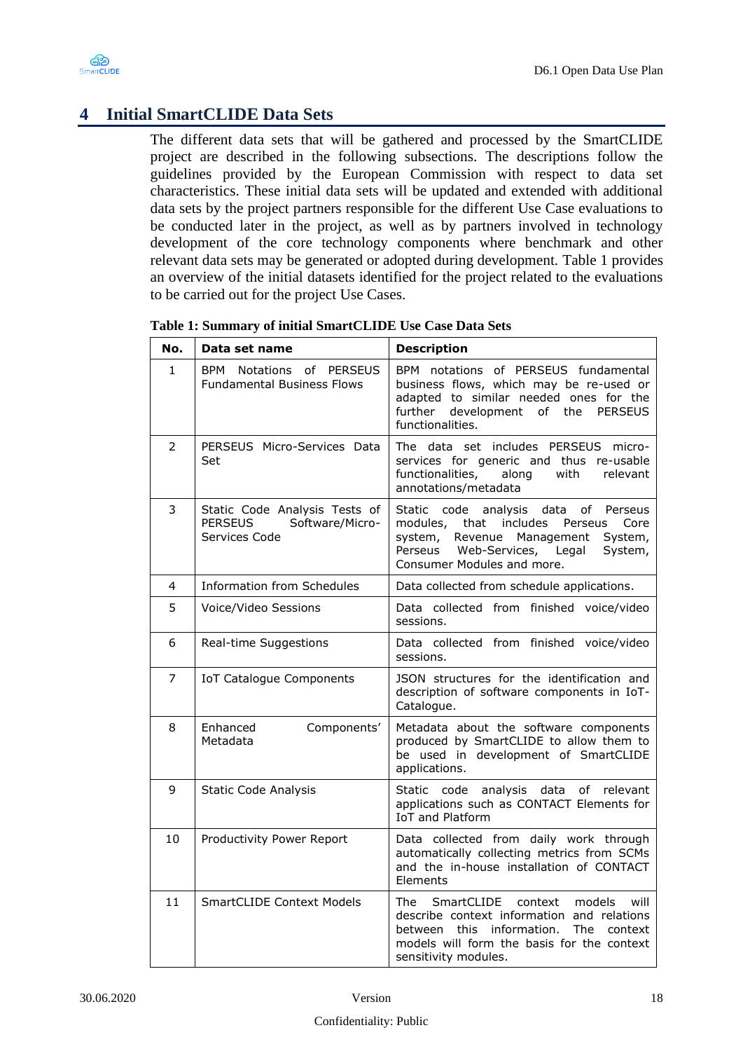# 4 Initial SmartCLIDE Data Sets

The different data sets that will be gathered and processed by the SmartCLIDE project are described in the following subsections. The descriptions follow the guidelines provided by the European Commission with respect to data set characteristics. These initial data sets will be updated and extended with additional data sets by the project partners responsible for the different Use Case evaluations to be conducted later in the project, as well as by partners involved in technology development of the core technology components where benchmark and other relevant data sets may be generated or adopted during development. Table 1 provides an overview of the initial datasets identified for the project related to the evaluations to be carried out for the project Use Cases.

**Table 1: Summary of initial SmartCLIDE Use Case Data Sets**

| No. | Data set name | Description |
|---|---|---|
| 1 | BPM Notations of PERSEUS Fundamental Business Flows | BPM notations of PERSEUS fundamental business flows, which may be re-used or adapted to similar needed ones for the further development of the PERSEUS functionalities. |
| 2 | PERSEUS Micro-Services Data Set | The data set includes PERSEUS micro-services for generic and thus re-usable functionalities, along with relevant annotations/metadata |
| 3 | Static Code Analysis Tests of PERSEUS Software/Micro-Services Code | Static code analysis data of Perseus modules, that includes Perseus Core system, Revenue Management System, Perseus Web-Services, Legal System, Consumer Modules and more. |
| 4 | Information from Schedules | Data collected from schedule applications. |
| 5 | Voice/Video Sessions | Data collected from finished voice/video sessions. |
| 6 | Real-time Suggestions | Data collected from finished voice/video sessions. |
| 7 | IoT Catalogue Components | JSON structures for the identification and description of software components in IoT-Catalogue. |
| 8 | Enhanced Components' Metadata | Metadata about the software components produced by SmartCLIDE to allow them to be used in development of SmartCLIDE applications. |
| 9 | Static Code Analysis | Static code analysis data of relevant applications such as CONTACT Elements for IoT and Platform |
| 10 | Productivity Power Report | Data collected from daily work through automatically collecting metrics from SCMs and the in-house installation of CONTACT Elements |
| 11 | SmartCLIDE Context Models | The SmartCLIDE context models will describe context information and relations between this information. The context models will form the basis for the context sensitivity modules. |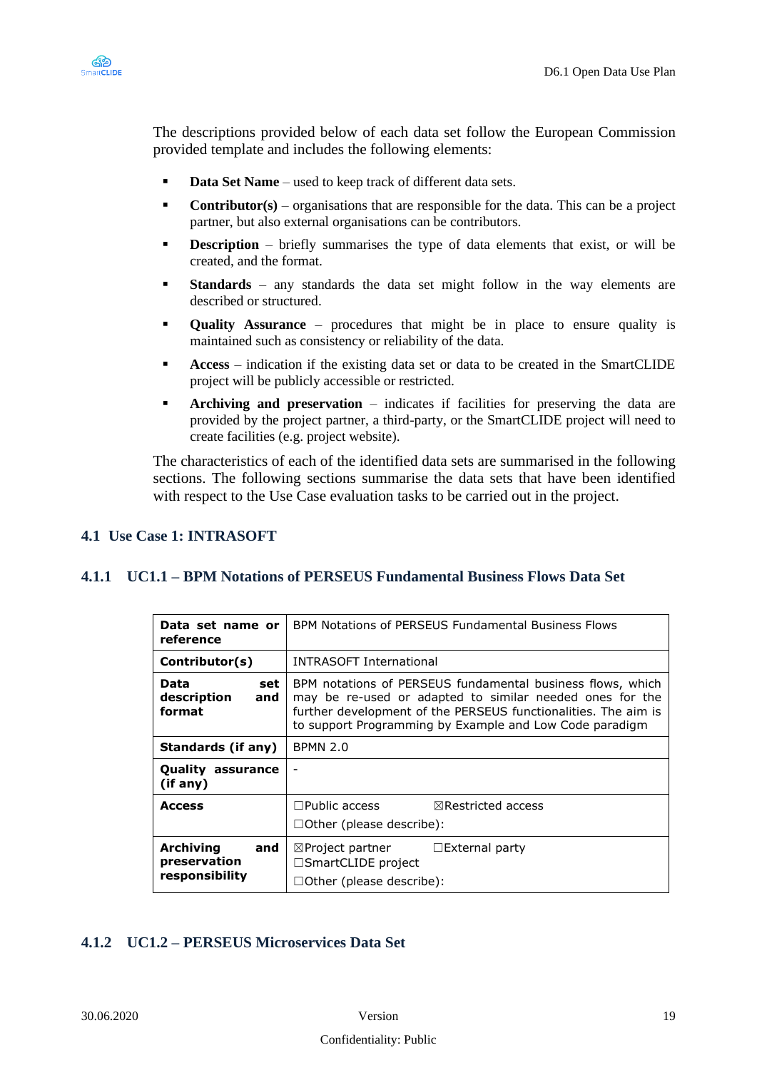The descriptions provided below of each data set follow the European Commission provided template and includes the following elements:

- **Data Set Name** – used to keep track of different data sets.
- **Contributor(s)** – organisations that are responsible for the data. This can be a project partner, but also external organisations can be contributors.
- **Description** – briefly summarises the type of data elements that exist, or will be created, and the format.
- **Standards** – any standards the data set might follow in the way elements are described or structured.
- **Quality Assurance** – procedures that might be in place to ensure quality is maintained such as consistency or reliability of the data.
- **Access** – indication if the existing data set or data to be created in the SmartCLIDE project will be publicly accessible or restricted.
- **Archiving and preservation** – indicates if facilities for preserving the data are provided by the project partner, a third-party, or the SmartCLIDE project will need to create facilities (e.g. project website).

The characteristics of each of the identified data sets are summarised in the following sections. The following sections summarise the data sets that have been identified with respect to the Use Case evaluation tasks to be carried out in the project.

## 4.1 Use Case 1: INTRASOFT

### 4.1.1 UC1.1 – BPM Notations of PERSEUS Fundamental Business Flows Data Set

| **Data set name or reference** | BPM Notations of PERSEUS Fundamental Business Flows |
|---|---|
| **Contributor(s)** | INTRASOFT International |
| **Data set description and format** | BPM notations of PERSEUS fundamental business flows, which may be re-used or adapted to similar needed ones for the further development of the PERSEUS functionalities. The aim is to support Programming by Example and Low Code paradigm |
| **Standards (if any)** | BPMN 2.0 |
| **Quality assurance (if any)** | - |
| **Access** | ☐Public access ☒Restricted access<br>☐Other (please describe): |
| **Archiving and preservation responsibility** | ☒Project partner ☐External party<br>☐SmartCLIDE project<br>☐Other (please describe): |

### 4.1.2 UC1.2 – PERSEUS Microservices Data Set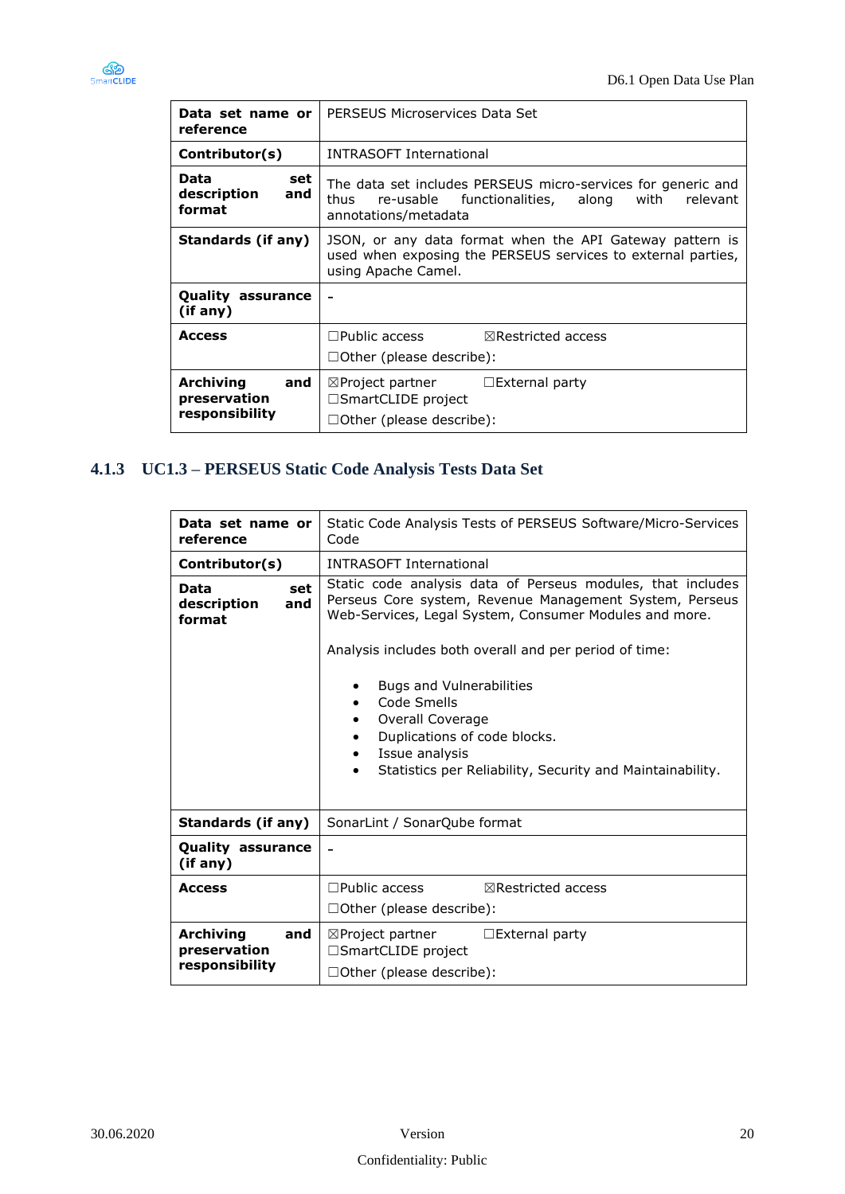| Data set name or reference | PERSEUS Microservices Data Set |
|---|---|
| Contributor(s) | INTRASOFT International |
| Data set description and format | The data set includes PERSEUS micro-services for generic and thus re-usable functionalities, along with relevant annotations/metadata |
| Standards (if any) | JSON, or any data format when the API Gateway pattern is used when exposing the PERSEUS services to external parties, using Apache Camel. |
| Quality assurance (if any) | - |
| Access | ☐Public access ☒Restricted access<br>☐Other (please describe): |
| Archiving and preservation responsibility | ☒Project partner ☐External party<br>☐SmartCLIDE project<br>☐Other (please describe): |

### 4.1.3 UC1.3 – PERSEUS Static Code Analysis Tests Data Set

| Data set name or reference | Static Code Analysis Tests of PERSEUS Software/Micro-Services Code |
|---|---|
| Contributor(s) | INTRASOFT International |
| Data set description and format | Static code analysis data of Perseus modules, that includes Perseus Core system, Revenue Management System, Perseus Web-Services, Legal System, Consumer Modules and more.<br><br>Analysis includes both overall and per period of time:<br><br>• Bugs and Vulnerabilities<br>• Code Smells<br>• Overall Coverage<br>• Duplications of code blocks.<br>• Issue analysis<br>• Statistics per Reliability, Security and Maintainability. |
| Standards (if any) | SonarLint / SonarQube format |
| Quality assurance (if any) | - |
| Access | ☐Public access ☒Restricted access<br>☐Other (please describe): |
| Archiving and preservation responsibility | ☒Project partner ☐External party<br>☐SmartCLIDE project<br>☐Other (please describe): |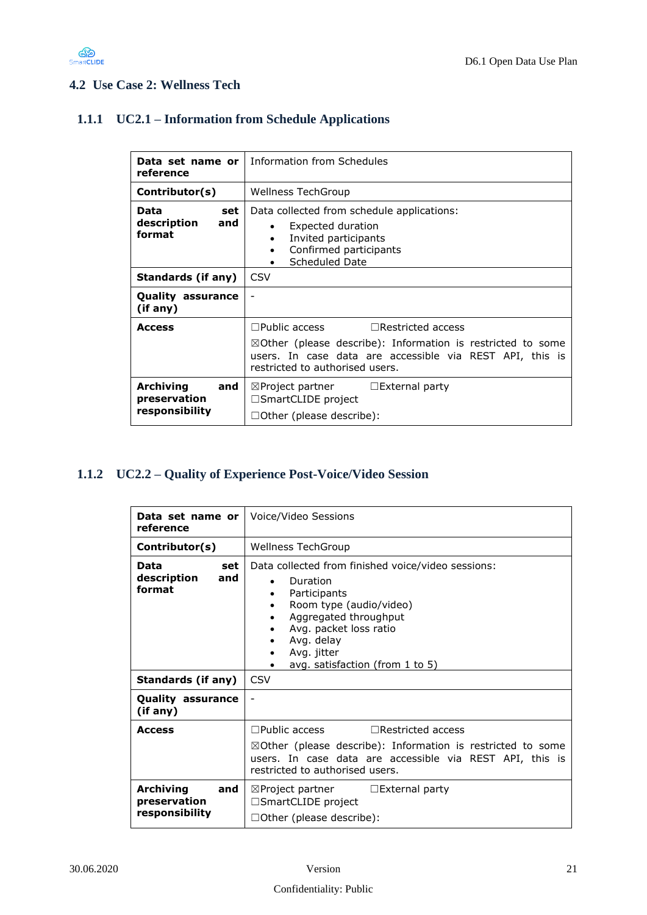## 4.2 Use Case 2: Wellness Tech

### 1.1.1 UC2.1 – Information from Schedule Applications

| **Data set name or reference** | Information from Schedules |
|---|---|
| **Contributor(s)** | Wellness TechGroup |
| **Data set description and format** | Data collected from schedule applications:<br>• Expected duration<br>• Invited participants<br>• Confirmed participants<br>• Scheduled Date |
| **Standards (if any)** | CSV |
| **Quality assurance (if any)** | - |
| **Access** | ☐Public access ☐Restricted access<br>☒Other (please describe): Information is restricted to some users. In case data are accessible via REST API, this is restricted to authorised users. |
| **Archiving and preservation responsibility** | ☒Project partner ☐External party<br>☐SmartCLIDE project<br>☐Other (please describe): |

### 1.1.2 UC2.2 – Quality of Experience Post-Voice/Video Session

| **Data set name or reference** | Voice/Video Sessions |
|---|---|
| **Contributor(s)** | Wellness TechGroup |
| **Data set description and format** | Data collected from finished voice/video sessions:<br>• Duration<br>• Participants<br>• Room type (audio/video)<br>• Aggregated throughput<br>• Avg. packet loss ratio<br>• Avg. delay<br>• Avg. jitter<br>• avg. satisfaction (from 1 to 5) |
| **Standards (if any)** | CSV |
| **Quality assurance (if any)** | - |
| **Access** | ☐Public access ☐Restricted access<br>☒Other (please describe): Information is restricted to some users. In case data are accessible via REST API, this is restricted to authorised users. |
| **Archiving and preservation responsibility** | ☒Project partner ☐External party<br>☐SmartCLIDE project<br>☐Other (please describe): |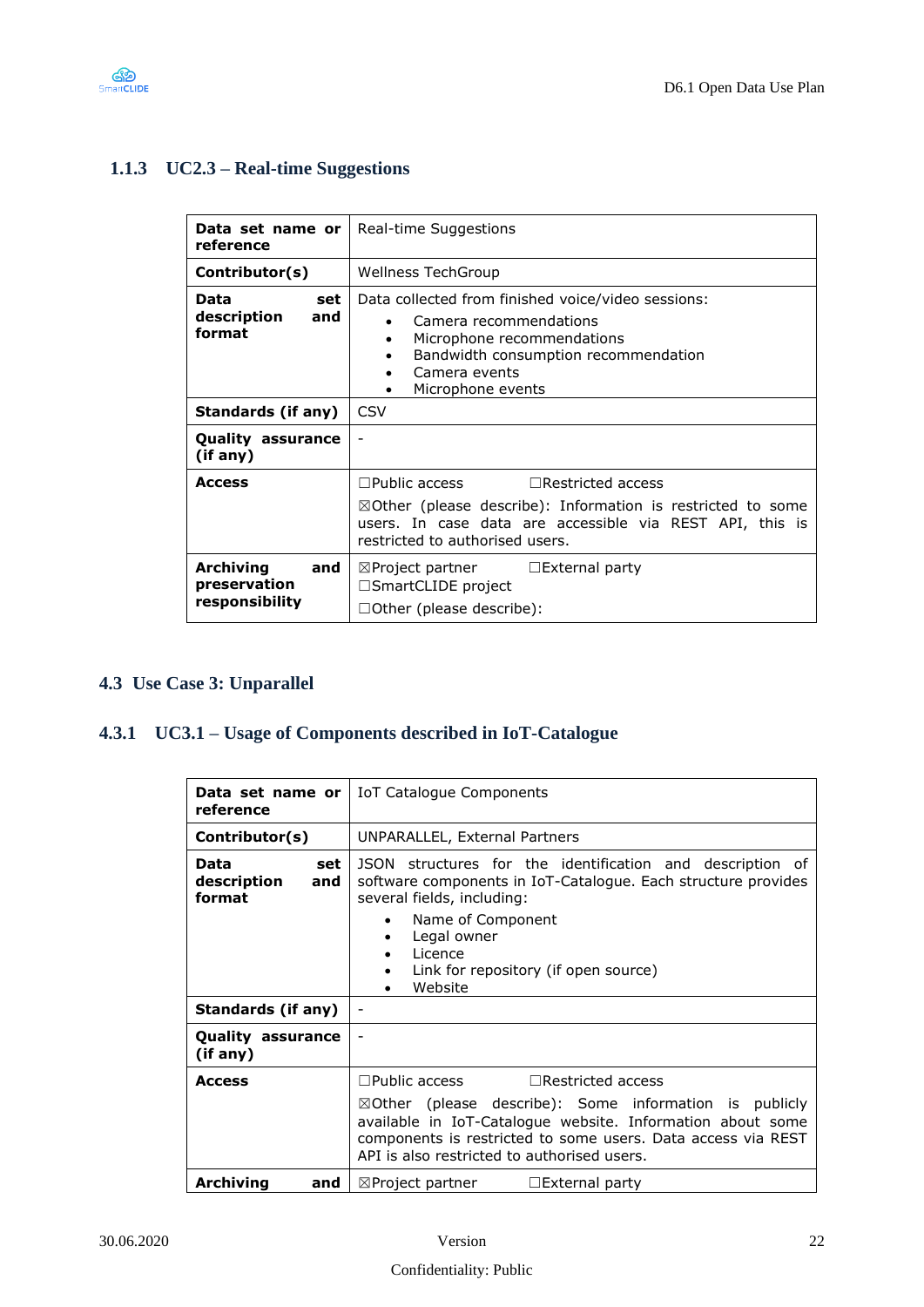### 1.1.3 UC2.3 – Real-time Suggestions

| **Data set name or reference** | Real-time Suggestions |
|---|---|
| **Contributor(s)** | Wellness TechGroup |
| **Data set description and format** | Data collected from finished voice/video sessions: <br>• Camera recommendations <br>• Microphone recommendations <br>• Bandwidth consumption recommendation <br>• Camera events <br>• Microphone events |
| **Standards (if any)** | CSV |
| **Quality assurance (if any)** | - |
| **Access** | ☐Public access ☐Restricted access <br>☒Other (please describe): Information is restricted to some users. In case data are accessible via REST API, this is restricted to authorised users. |
| **Archiving and preservation responsibility** | ☒Project partner ☐External party <br>☐SmartCLIDE project <br>☐Other (please describe): |

## 4.3 Use Case 3: Unparallel

### 4.3.1 UC3.1 – Usage of Components described in IoT-Catalogue

| **Data set name or reference** | IoT Catalogue Components |
|---|---|
| **Contributor(s)** | UNPARALLEL, External Partners |
| **Data set description and format** | JSON structures for the identification and description of software components in IoT-Catalogue. Each structure provides several fields, including: <br>• Name of Component <br>• Legal owner <br>• Licence <br>• Link for repository (if open source) <br>• Website |
| **Standards (if any)** | - |
| **Quality assurance (if any)** | - |
| **Access** | ☐Public access ☐Restricted access <br>☒Other (please describe): Some information is publicly available in IoT-Catalogue website. Information about some components is restricted to some users. Data access via REST API is also restricted to authorised users. |
| **Archiving and** | ☒Project partner ☐External party |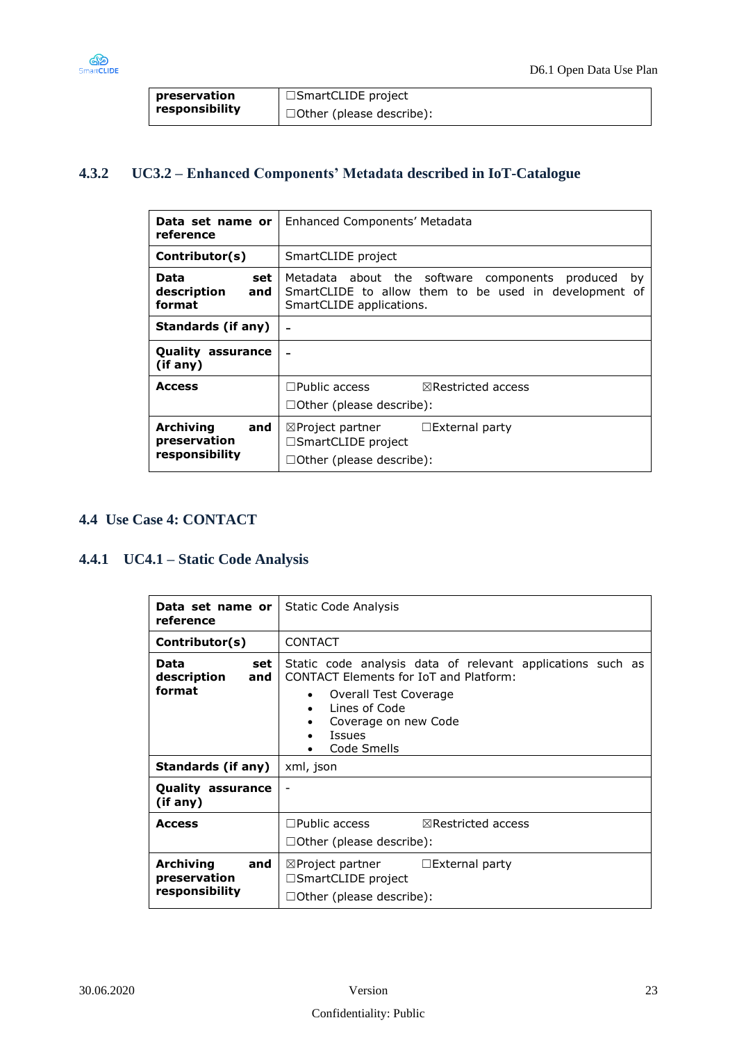| preservation responsibility | ☐SmartCLIDE project ☐Other (please describe): |
|---|---|

### 4.3.2 UC3.2 – Enhanced Components' Metadata described in IoT-Catalogue

| Data set name or reference | Enhanced Components' Metadata |
|---|---|
| Contributor(s) | SmartCLIDE project |
| Data set description and format | Metadata about the software components produced by SmartCLIDE to allow them to be used in development of SmartCLIDE applications. |
| Standards (if any) | - |
| Quality assurance (if any) | - |
| Access | ☐Public access ☒Restricted access ☐Other (please describe): |
| Archiving and preservation responsibility | ☒Project partner ☐External party ☐SmartCLIDE project ☐Other (please describe): |

## 4.4 Use Case 4: CONTACT

### 4.4.1 UC4.1 – Static Code Analysis

| Data set name or reference | Static Code Analysis |
|---|---|
| Contributor(s) | CONTACT |
| Data set description and format | Static code analysis data of relevant applications such as CONTACT Elements for IoT and Platform: <br>• Overall Test Coverage <br>• Lines of Code <br>• Coverage on new Code <br>• Issues <br>• Code Smells |
| Standards (if any) | xml, json |
| Quality assurance (if any) | - |
| Access | ☐Public access ☒Restricted access ☐Other (please describe): |
| Archiving and preservation responsibility | ☒Project partner ☐External party ☐SmartCLIDE project ☐Other (please describe): |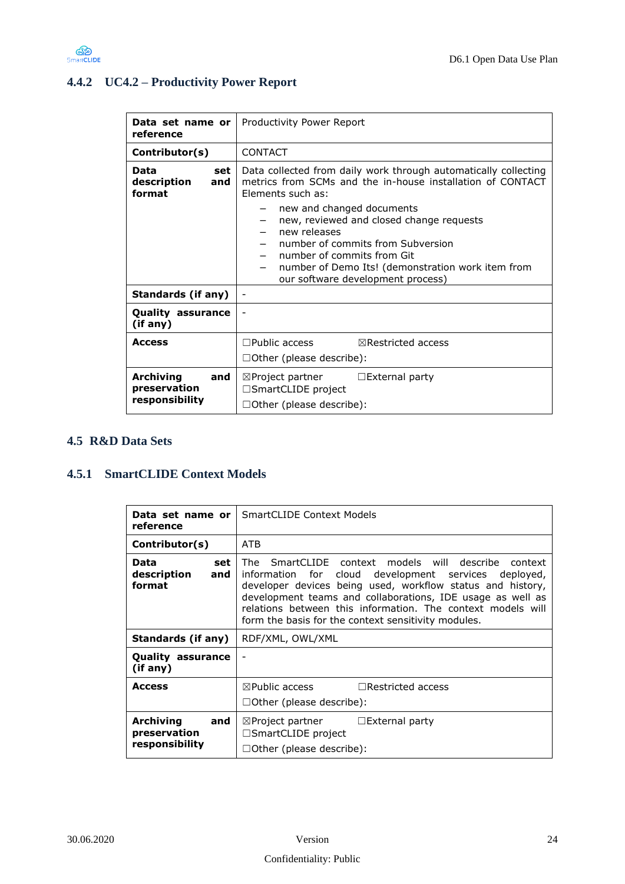### 4.4.2 UC4.2 – Productivity Power Report

| **Data set name or reference** | Productivity Power Report |
|---|---|
| **Contributor(s)** | CONTACT |
| **Data set description and format** | Data collected from daily work through automatically collecting metrics from SCMs and the in-house installation of CONTACT Elements such as: <br> – new and changed documents <br> – new, reviewed and closed change requests <br> – new releases <br> – number of commits from Subversion <br> – number of commits from Git <br> – number of Demo Its! (demonstration work item from our software development process) |
| **Standards (if any)** | - |
| **Quality assurance (if any)** | - |
| **Access** | ☐Public access ☒Restricted access <br> ☐Other (please describe): |
| **Archiving and preservation responsibility** | ☒Project partner ☐External party <br> ☐SmartCLIDE project <br> ☐Other (please describe): |

## 4.5 R&D Data Sets

### 4.5.1 SmartCLIDE Context Models

| **Data set name or reference** | SmartCLIDE Context Models |
|---|---|
| **Contributor(s)** | ATB |
| **Data set description and format** | The SmartCLIDE context models will describe context information for cloud development services deployed, developer devices being used, workflow status and history, development teams and collaborations, IDE usage as well as relations between this information. The context models will form the basis for the context sensitivity modules. |
| **Standards (if any)** | RDF/XML, OWL/XML |
| **Quality assurance (if any)** | - |
| **Access** | ☒Public access ☐Restricted access <br> ☐Other (please describe): |
| **Archiving and preservation responsibility** | ☒Project partner ☐External party <br> ☐SmartCLIDE project <br> ☐Other (please describe): |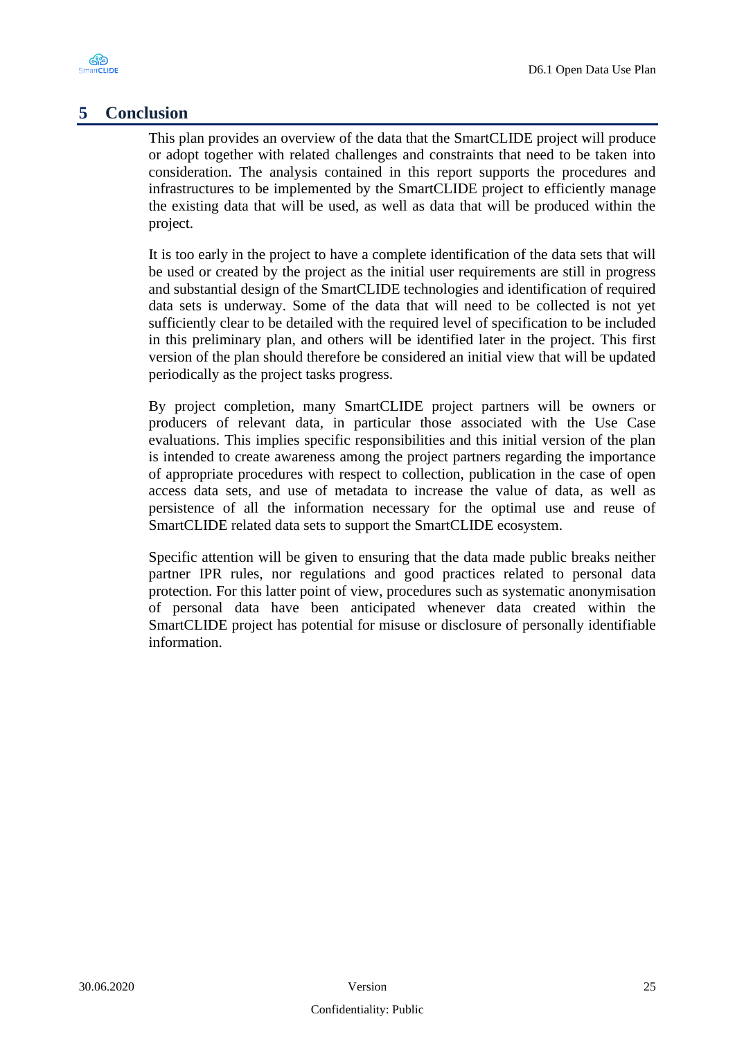# 5 Conclusion

This plan provides an overview of the data that the SmartCLIDE project will produce or adopt together with related challenges and constraints that need to be taken into consideration. The analysis contained in this report supports the procedures and infrastructures to be implemented by the SmartCLIDE project to efficiently manage the existing data that will be used, as well as data that will be produced within the project.

It is too early in the project to have a complete identification of the data sets that will be used or created by the project as the initial user requirements are still in progress and substantial design of the SmartCLIDE technologies and identification of required data sets is underway. Some of the data that will need to be collected is not yet sufficiently clear to be detailed with the required level of specification to be included in this preliminary plan, and others will be identified later in the project. This first version of the plan should therefore be considered an initial view that will be updated periodically as the project tasks progress.

By project completion, many SmartCLIDE project partners will be owners or producers of relevant data, in particular those associated with the Use Case evaluations. This implies specific responsibilities and this initial version of the plan is intended to create awareness among the project partners regarding the importance of appropriate procedures with respect to collection, publication in the case of open access data sets, and use of metadata to increase the value of data, as well as persistence of all the information necessary for the optimal use and reuse of SmartCLIDE related data sets to support the SmartCLIDE ecosystem.

Specific attention will be given to ensuring that the data made public breaks neither partner IPR rules, nor regulations and good practices related to personal data protection. For this latter point of view, procedures such as systematic anonymisation of personal data have been anticipated whenever data created within the SmartCLIDE project has potential for misuse or disclosure of personally identifiable information.